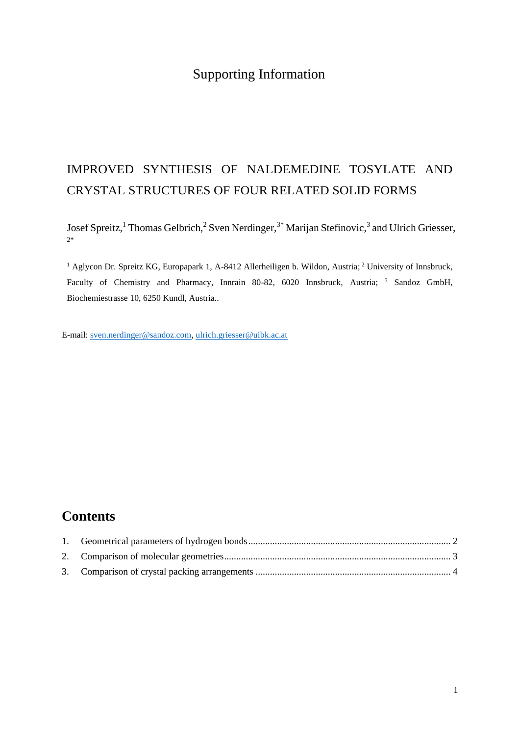# Supporting Information

## IMPROVED SYNTHESIS OF NALDEMEDINE TOSYLATE AND CRYSTAL STRUCTURES OF FOUR RELATED SOLID FORMS

Josef Spreitz,[1] Thomas Gelbrich,[2] Sven Nerdinger,[3*] Marijan Stefinovic,[3] and Ulrich Griesser,[2*]

[1] Aglycon Dr. Spreitz KG, Europapark 1, A-8412 Allerheiligen b. Wildon, Austria; [2] University of Innsbruck, Faculty of Chemistry and Pharmacy, Innrain 80-82, 6020 Innsbruck, Austria; [3] Sandoz GmbH, Biochemiestrasse 10, 6250 Kundl, Austria..

E-mail: sven.nerdinger@sandoz.com, ulrich.griesser@uibk.ac.at

## Contents

1. Geometrical parameters of hydrogen bonds ........................................................................ 2
2. Comparison of molecular geometries ................................................................................. 3
3. Comparison of crystal packing arrangements ..................................................................... 4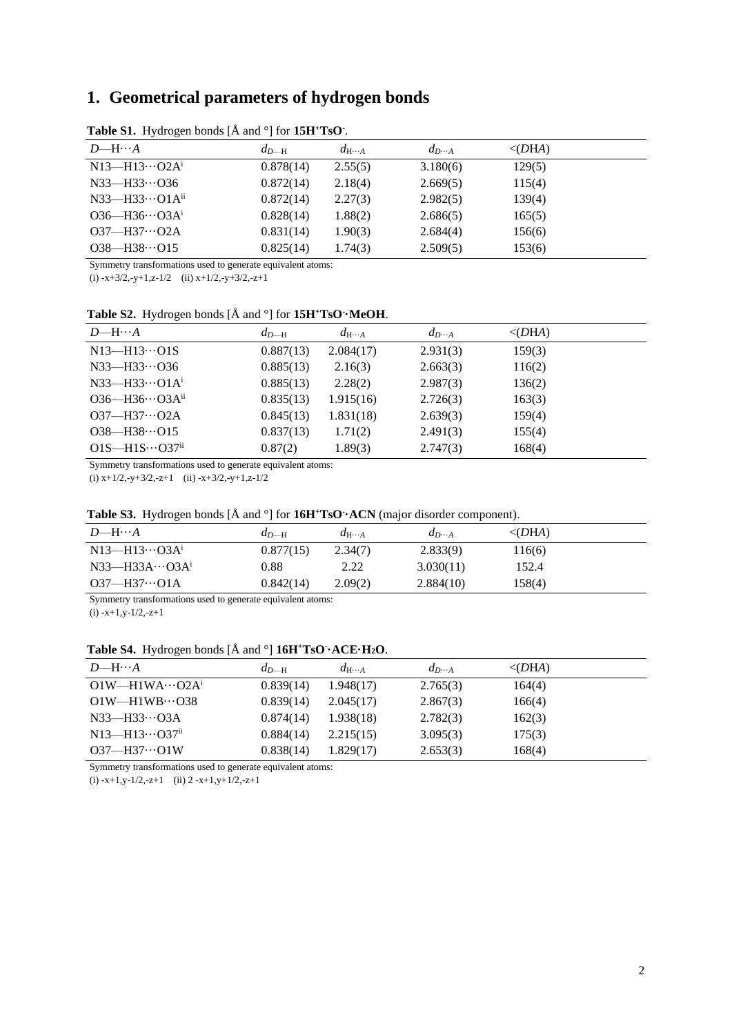# 1. Geometrical parameters of hydrogen bonds

**Table S1.** Hydrogen bonds [Å and °] for **$15H^{+}TsO^{-}$**.

| *D*—H···*A* | $d_{D—H}$ | $d_{H\cdots A}$ | $d_{D\cdots A}$ | <(*DHA*) |
|---|---|---|---|---|
| N13—H13···O2A$^{i}$ | 0.878(14) | 2.55(5) | 3.180(6) | 129(5) |
| N33—H33···O36 | 0.872(14) | 2.18(4) | 2.669(5) | 115(4) |
| N33—H33···O1A$^{ii}$ | 0.872(14) | 2.27(3) | 2.982(5) | 139(4) |
| O36—H36···O3A$^{i}$ | 0.828(14) | 1.88(2) | 2.686(5) | 165(5) |
| O37—H37···O2A | 0.831(14) | 1.90(3) | 2.684(4) | 156(6) |
| O38—H38···O15 | 0.825(14) | 1.74(3) | 2.509(5) | 153(6) |

Symmetry transformations used to generate equivalent atoms:
(i) -x+3/2,-y+1,z-1/2 (ii) x+1/2,-y+3/2,-z+1

**Table S2.** Hydrogen bonds [Å and °] for **$15H^{+}TsO^{-}$·MeOH**.

| *D*—H···*A* | $d_{D—H}$ | $d_{H\cdots A}$ | $d_{D\cdots A}$ | <(*DHA*) |
|---|---|---|---|---|
| N13—H13···O1S | 0.887(13) | 2.084(17) | 2.931(3) | 159(3) |
| N33—H33···O36 | 0.885(13) | 2.16(3) | 2.663(3) | 116(2) |
| N33—H33···O1A$^{i}$ | 0.885(13) | 2.28(2) | 2.987(3) | 136(2) |
| O36—H36···O3A$^{ii}$ | 0.835(13) | 1.915(16) | 2.726(3) | 163(3) |
| O37—H37···O2A | 0.845(13) | 1.831(18) | 2.639(3) | 159(4) |
| O38—H38···O15 | 0.837(13) | 1.71(2) | 2.491(3) | 155(4) |
| O1S—H1S···O37$^{ii}$ | 0.87(2) | 1.89(3) | 2.747(3) | 168(4) |

Symmetry transformations used to generate equivalent atoms:
(i) x+1/2,-y+3/2,-z+1 (ii) -x+3/2,-y+1,z-1/2

**Table S3.** Hydrogen bonds [Å and °] for **$16H^{+}TsO^{-}$·ACN** (major disorder component).

| *D*—H···*A* | $d_{D—H}$ | $d_{H\cdots A}$ | $d_{D\cdots A}$ | <(*DHA*) |
|---|---|---|---|---|
| N13—H13···O3A$^{i}$ | 0.877(15) | 2.34(7) | 2.833(9) | 116(6) |
| N33—H33A···O3A$^{i}$ | 0.88 | 2.22 | 3.030(11) | 152.4 |
| O37—H37···O1A | 0.842(14) | 2.09(2) | 2.884(10) | 158(4) |

Symmetry transformations used to generate equivalent atoms:
(i) -x+1,y-1/2,-z+1

**Table S4.** Hydrogen bonds [Å and °] **$16H^{+}TsO^{-}$·ACE·$H_2O$**.

| *D*—H···*A* | $d_{D—H}$ | $d_{H\cdots A}$ | $d_{D\cdots A}$ | <(*DHA*) |
|---|---|---|---|---|
| O1W—H1WA···O2A$^{i}$ | 0.839(14) | 1.948(17) | 2.765(3) | 164(4) |
| O1W—H1WB···O38 | 0.839(14) | 2.045(17) | 2.867(3) | 166(4) |
| N33—H33···O3A | 0.874(14) | 1.938(18) | 2.782(3) | 162(3) |
| N13—H13···O37$^{ii}$ | 0.884(14) | 2.215(15) | 3.095(3) | 175(3) |
| O37—H37···O1W | 0.838(14) | 1.829(17) | 2.653(3) | 168(4) |

Symmetry transformations used to generate equivalent atoms:
(i) -x+1,y-1/2,-z+1 (ii) 2 -x+1,y+1/2,-z+1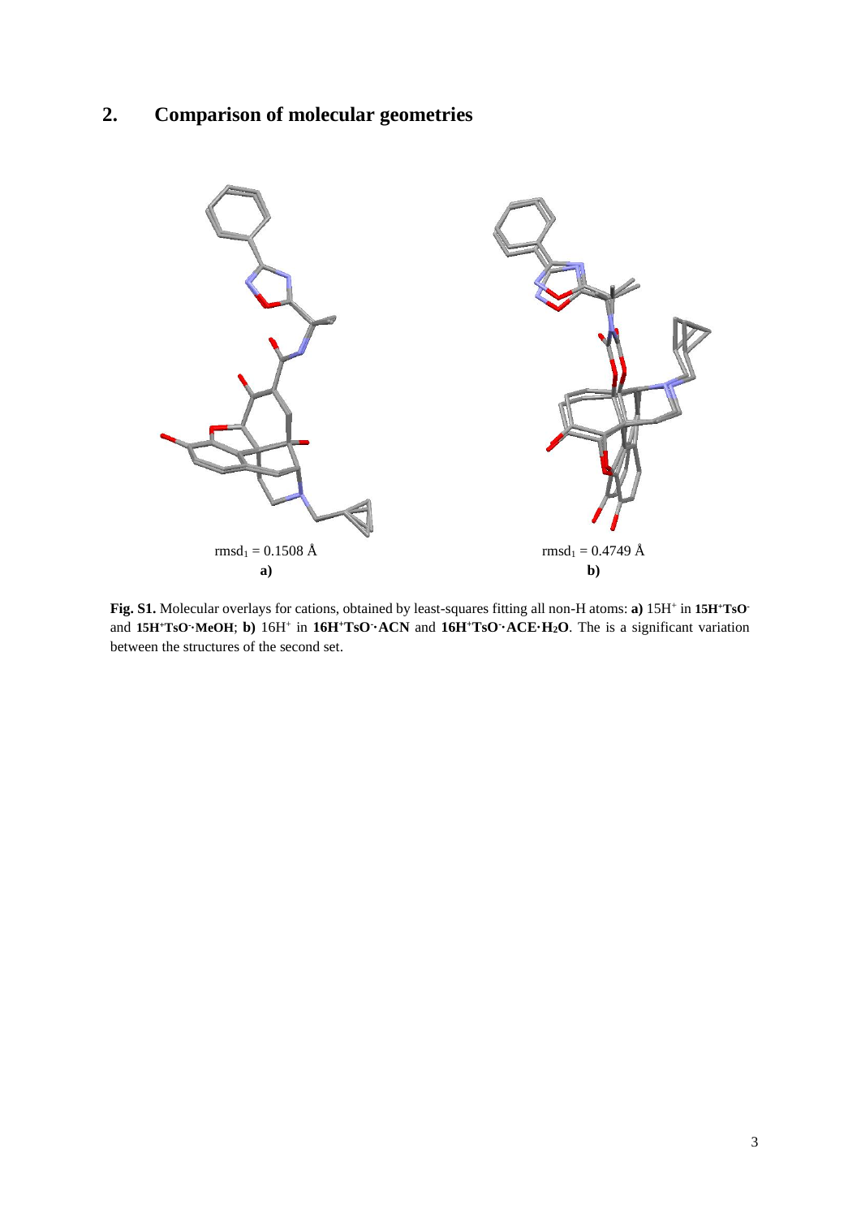## 2. Comparison of molecular geometries

$rmsd_1 = 0.1508$ Å

**a)**

$rmsd_1 = 0.4749$ Å

**b)**

**Fig. S1.** Molecular overlays for cations, obtained by least-squares fitting all non-H atoms: **a)** $15H^+$ in **$15H^+TsO^-$** and **$15H^+TsO^-\cdot MeOH$**; **b)** $16H^+$ in **$16H^+TsO^-\cdot ACN$** and **$16H^+TsO^-\cdot ACE\cdot H_2O$**. The is a significant variation between the structures of the second set.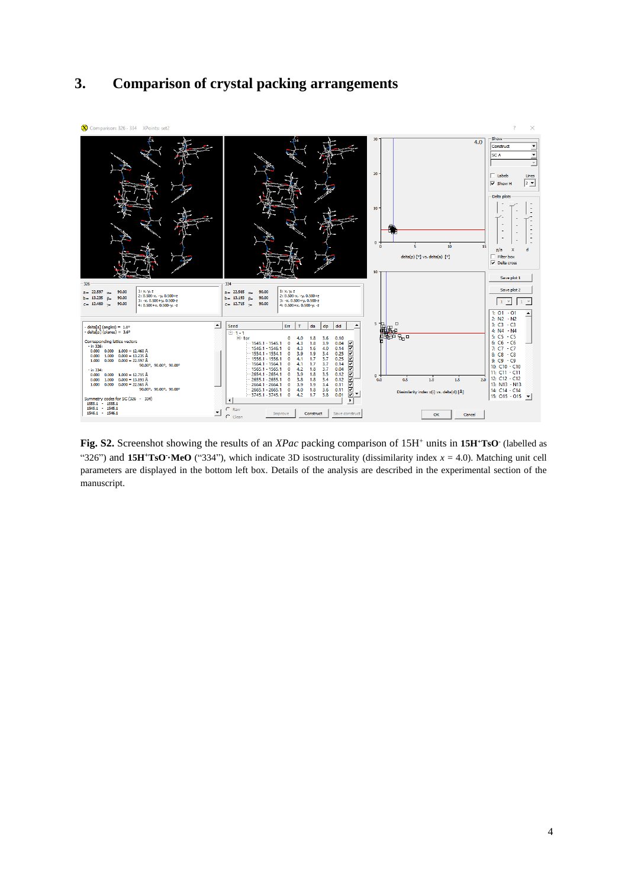# 3. Comparison of crystal packing arrangements

**Fig. S2.** Screenshot showing the results of an *XPac* packing comparison of 15H$^+$ units in **15H$^+$TsO$^-$** (labelled as "326") and **15H$^+$TsO$^-$·MeO** ("334"), which indicate 3D isostructurality (dissimilarity index $x$ = 4.0). Matching unit cell parameters are displayed in the bottom left box. Details of the analysis are described in the experimental section of the manuscript.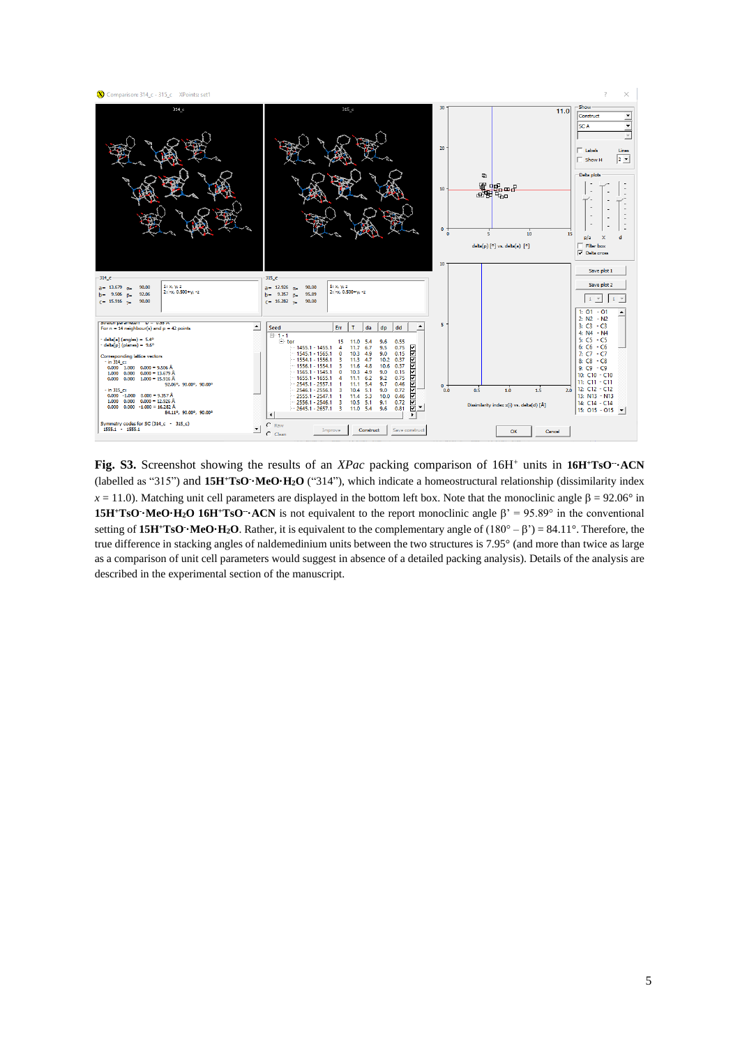**Fig. S3.** Screenshot showing the results of an *XPac* packing comparison of 16H$^+$ units in **16H$^+$TsO$^-$·ACN** (labelled as "315") and **15H$^+$TsO$^-$·MeO·H$_2$O** ("314"), which indicate a homeostructural relationship (dissimilarity index $x$ = 11.0). Matching unit cell parameters are displayed in the bottom left box. Note that the monoclinic angle β = 92.06° in **15H$^+$TsO$^-$·MeO·H$_2$O 16H$^+$TsO$^-$·ACN** is not equivalent to the report monoclinic angle β' = 95.89° in the conventional setting of **15H$^+$TsO$^-$·MeO·H$_2$O**. Rather, it is equivalent to the complementary angle of (180° – β') = 84.11°. Therefore, the true difference in stacking angles of naldemedinium units between the two structures is 7.95° (and more than twice as large as a comparison of unit cell parameters would suggest in absence of a detailed packing analysis). Details of the analysis are described in the experimental section of the manuscript.